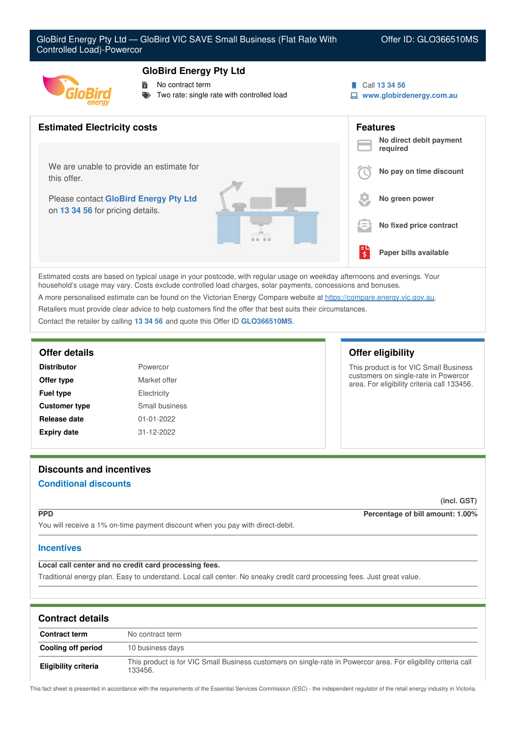# GloBird Energy Pty Ltd — GloBird VIC SAVE Small Business (Flat Rate With Controlled Load)-Powercor

Offer ID: GLO366510MS

## GloBird Energy Pty Ltd

- No contract term
- Two rate: single rate with controlled load

Call 13 34 56
www.globirdenergy.com.au

## Estimated Electricity costs

We are unable to provide an estimate for this offer.

Please contact **GloBird Energy Pty Ltd** on **13 34 56** for pricing details.

## Features

- **No direct debit payment required**
- **No pay on time discount**
- **No green power**
- **No fixed price contract**
- **Paper bills available**

Estimated costs are based on typical usage in your postcode, with regular usage on weekday afternoons and evenings. Your household's usage may vary. Costs exclude controlled load charges, solar payments, concessions and bonuses.

A more personalised estimate can be found on the Victorian Energy Compare website at https://compare.energy.vic.gov.au.

Retailers must provide clear advice to help customers find the offer that best suits their circumstances.

Contact the retailer by calling **13 34 56** and quote this Offer ID **GLO366510MS**.

## Offer details

| | |
|---|---|
| **Distributor** | Powercor |
| **Offer type** | Market offer |
| **Fuel type** | Electricity |
| **Customer type** | Small business |
| **Release date** | 01-01-2022 |
| **Expiry date** | 31-12-2022 |

## Offer eligibility

This product is for VIC Small Business customers on single-rate in Powercor area. For eligibility criteria call 133456.

## Discounts and incentives

### Conditional discounts

(incl. GST)

**PPD** — **Percentage of bill amount: 1.00%**

You will receive a 1% on-time payment discount when you pay with direct-debit.

### Incentives

**Local call center and no credit card processing fees.**

Traditional energy plan. Easy to understand. Local call center. No sneaky credit card processing fees. Just great value.

## Contract details

| | |
|---|---|
| **Contract term** | No contract term |
| **Cooling off period** | 10 business days |
| **Eligibility criteria** | This product is for VIC Small Business customers on single-rate in Powercor area. For eligibility criteria call 133456. |

This fact sheet is presented in accordance with the requirements of the Essential Services Commission (ESC) - the independent regulator of the retail energy industry in Victoria.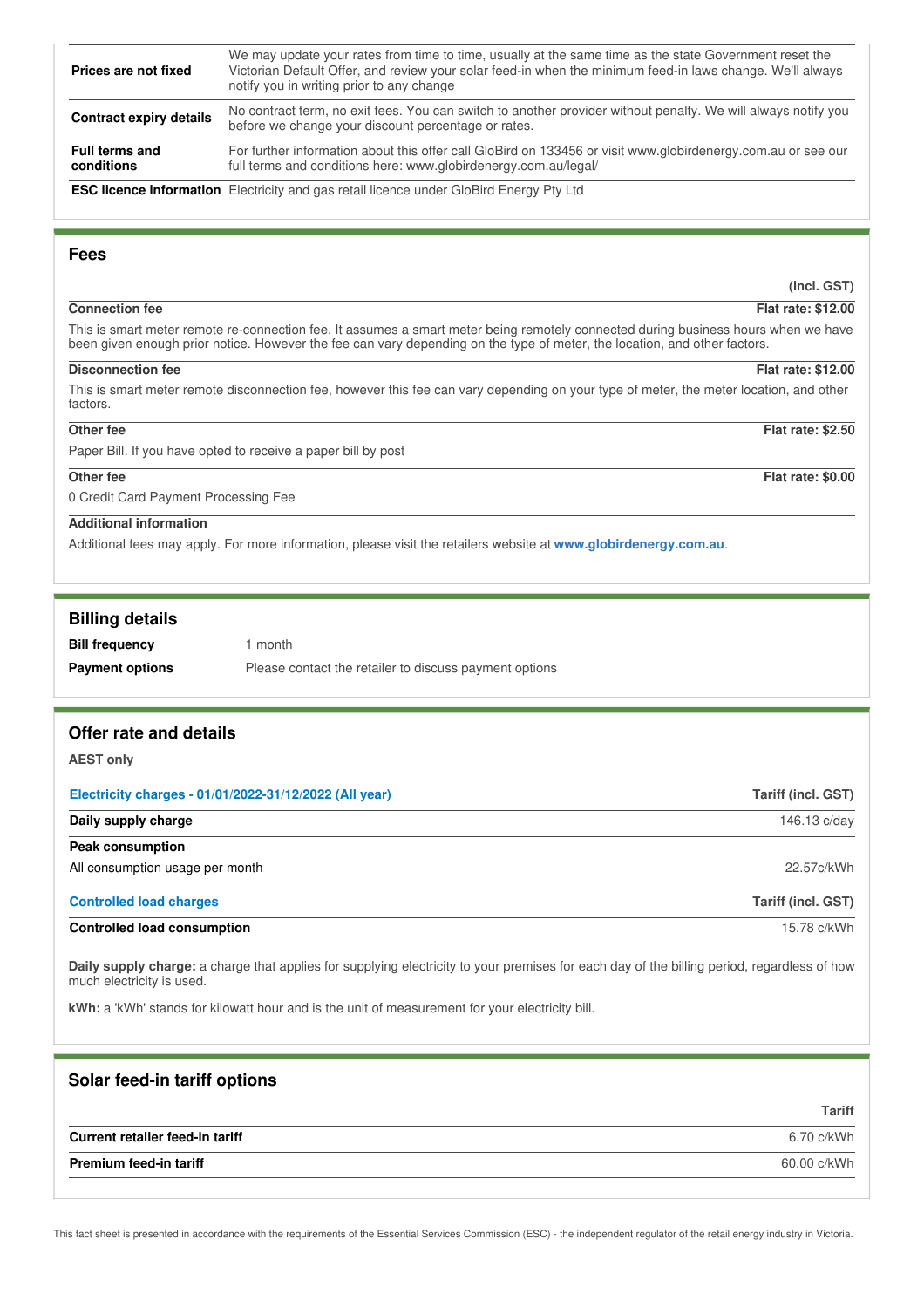| | |
|---|---|
| **Prices are not fixed** | We may update your rates from time to time, usually at the same time as the state Government reset the Victorian Default Offer, and review your solar feed-in when the minimum feed-in laws change. We'll always notify you in writing prior to any change |
| **Contract expiry details** | No contract term, no exit fees. You can switch to another provider without penalty. We will always notify you before we change your discount percentage or rates. |
| **Full terms and conditions** | For further information about this offer call GloBird on 133456 or visit www.globirdenergy.com.au or see our full terms and conditions here: www.globirdenergy.com.au/legal/ |
| **ESC licence information** | Electricity and gas retail licence under GloBird Energy Pty Ltd |

## Fees

| | (incl. GST) |
|---|---|
| **Connection fee** | **Flat rate: $12.00** |

This is smart meter remote re-connection fee. It assumes a smart meter being remotely connected during business hours when we have been given enough prior notice. However the fee can vary depending on the type of meter, the location, and other factors.

| | |
|---|---|
| **Disconnection fee** | **Flat rate: $12.00** |

This is smart meter remote disconnection fee, however this fee can vary depending on your type of meter, the meter location, and other factors.

| | |
|---|---|
| **Other fee** | **Flat rate: $2.50** |

Paper Bill. If you have opted to receive a paper bill by post

| | |
|---|---|
| **Other fee** | **Flat rate: $0.00** |

0 Credit Card Payment Processing Fee

**Additional information**

Additional fees may apply. For more information, please visit the retailers website at **www.globirdenergy.com.au**.

## Billing details

| | |
|---|---|
| **Bill frequency** | 1 month |
| **Payment options** | Please contact the retailer to discuss payment options |

## Offer rate and details

**AEST only**

| **Electricity charges - 01/01/2022-31/12/2022 (All year)** | **Tariff (incl. GST)** |
|---|---|
| **Daily supply charge** | 146.13 c/day |
| **Peak consumption** | |
| All consumption usage per month | 22.57c/kWh |

| **Controlled load charges** | **Tariff (incl. GST)** |
|---|---|
| **Controlled load consumption** | 15.78 c/kWh |

**Daily supply charge:** a charge that applies for supplying electricity to your premises for each day of the billing period, regardless of how much electricity is used.

**kWh:** a 'kWh' stands for kilowatt hour and is the unit of measurement for your electricity bill.

## Solar feed-in tariff options

| | **Tariff** |
|---|---|
| **Current retailer feed-in tariff** | 6.70 c/kWh |
| **Premium feed-in tariff** | 60.00 c/kWh |

This fact sheet is presented in accordance with the requirements of the Essential Services Commission (ESC) - the independent regulator of the retail energy industry in Victoria.